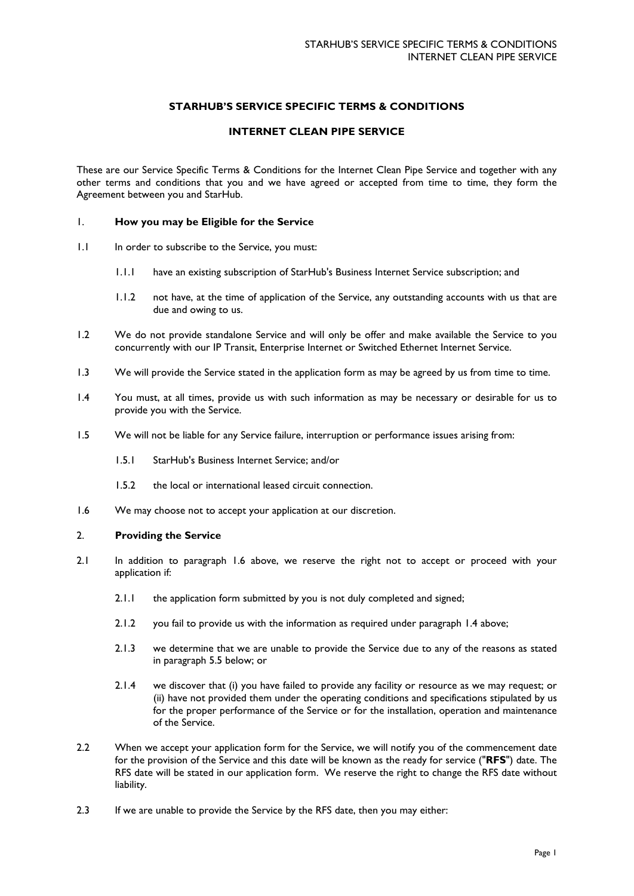# STARHUB'S SERVICE SPECIFIC TERMS & CONDITIONS

## INTERNET CLEAN PIPE SERVICE

These are our Service Specific Terms & Conditions for the Internet Clean Pipe Service and together with any other terms and conditions that you and we have agreed or accepted from time to time, they form the Agreement between you and StarHub.

### 1. How you may be Eligible for the Service

1.1 In order to subscribe to the Service, you must:

1.1.1 have an existing subscription of StarHub's Business Internet Service subscription; and

1.1.2 not have, at the time of application of the Service, any outstanding accounts with us that are due and owing to us.

1.2 We do not provide standalone Service and will only be offer and make available the Service to you concurrently with our IP Transit, Enterprise Internet or Switched Ethernet Internet Service.

1.3 We will provide the Service stated in the application form as may be agreed by us from time to time.

1.4 You must, at all times, provide us with such information as may be necessary or desirable for us to provide you with the Service.

1.5 We will not be liable for any Service failure, interruption or performance issues arising from:

1.5.1 StarHub's Business Internet Service; and/or

1.5.2 the local or international leased circuit connection.

1.6 We may choose not to accept your application at our discretion.

### 2. Providing the Service

2.1 In addition to paragraph 1.6 above, we reserve the right not to accept or proceed with your application if:

2.1.1 the application form submitted by you is not duly completed and signed;

2.1.2 you fail to provide us with the information as required under paragraph 1.4 above;

2.1.3 we determine that we are unable to provide the Service due to any of the reasons as stated in paragraph 5.5 below; or

2.1.4 we discover that (i) you have failed to provide any facility or resource as we may request; or (ii) have not provided them under the operating conditions and specifications stipulated by us for the proper performance of the Service or for the installation, operation and maintenance of the Service.

2.2 When we accept your application form for the Service, we will notify you of the commencement date for the provision of the Service and this date will be known as the ready for service ("**RFS**") date. The RFS date will be stated in our application form. We reserve the right to change the RFS date without liability.

2.3 If we are unable to provide the Service by the RFS date, then you may either: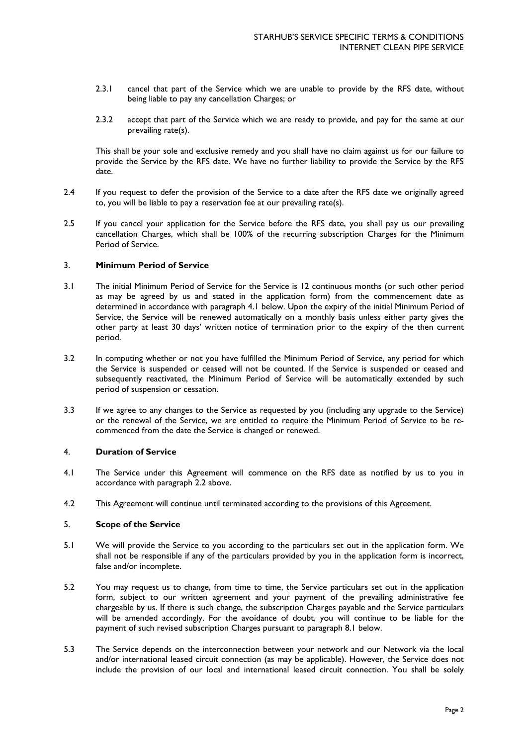2.3.1 cancel that part of the Service which we are unable to provide by the RFS date, without being liable to pay any cancellation Charges; or

2.3.2 accept that part of the Service which we are ready to provide, and pay for the same at our prevailing rate(s).

This shall be your sole and exclusive remedy and you shall have no claim against us for our failure to provide the Service by the RFS date. We have no further liability to provide the Service by the RFS date.

2.4 If you request to defer the provision of the Service to a date after the RFS date we originally agreed to, you will be liable to pay a reservation fee at our prevailing rate(s).

2.5 If you cancel your application for the Service before the RFS date, you shall pay us our prevailing cancellation Charges, which shall be 100% of the recurring subscription Charges for the Minimum Period of Service.

## 3. Minimum Period of Service

3.1 The initial Minimum Period of Service for the Service is 12 continuous months (or such other period as may be agreed by us and stated in the application form) from the commencement date as determined in accordance with paragraph 4.1 below. Upon the expiry of the initial Minimum Period of Service, the Service will be renewed automatically on a monthly basis unless either party gives the other party at least 30 days' written notice of termination prior to the expiry of the then current period.

3.2 In computing whether or not you have fulfilled the Minimum Period of Service, any period for which the Service is suspended or ceased will not be counted. If the Service is suspended or ceased and subsequently reactivated, the Minimum Period of Service will be automatically extended by such period of suspension or cessation.

3.3 If we agree to any changes to the Service as requested by you (including any upgrade to the Service) or the renewal of the Service, we are entitled to require the Minimum Period of Service to be re-commenced from the date the Service is changed or renewed.

## 4. Duration of Service

4.1 The Service under this Agreement will commence on the RFS date as notified by us to you in accordance with paragraph 2.2 above.

4.2 This Agreement will continue until terminated according to the provisions of this Agreement.

## 5. Scope of the Service

5.1 We will provide the Service to you according to the particulars set out in the application form. We shall not be responsible if any of the particulars provided by you in the application form is incorrect, false and/or incomplete.

5.2 You may request us to change, from time to time, the Service particulars set out in the application form, subject to our written agreement and your payment of the prevailing administrative fee chargeable by us. If there is such change, the subscription Charges payable and the Service particulars will be amended accordingly. For the avoidance of doubt, you will continue to be liable for the payment of such revised subscription Charges pursuant to paragraph 8.1 below.

5.3 The Service depends on the interconnection between your network and our Network via the local and/or international leased circuit connection (as may be applicable). However, the Service does not include the provision of our local and international leased circuit connection. You shall be solely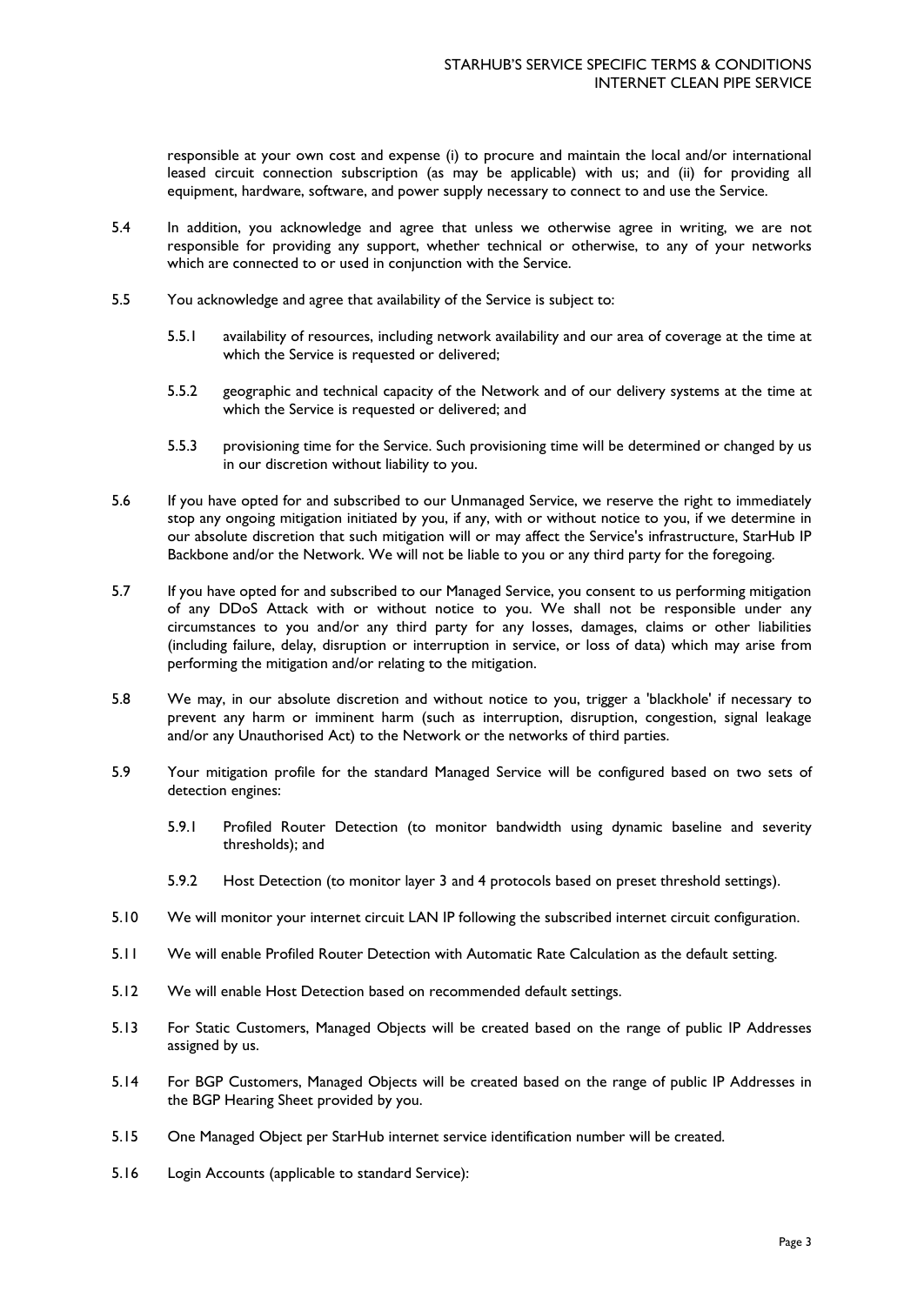responsible at your own cost and expense (i) to procure and maintain the local and/or international leased circuit connection subscription (as may be applicable) with us; and (ii) for providing all equipment, hardware, software, and power supply necessary to connect to and use the Service.

5.4 In addition, you acknowledge and agree that unless we otherwise agree in writing, we are not responsible for providing any support, whether technical or otherwise, to any of your networks which are connected to or used in conjunction with the Service.

5.5 You acknowledge and agree that availability of the Service is subject to:

5.5.1 availability of resources, including network availability and our area of coverage at the time at which the Service is requested or delivered;

5.5.2 geographic and technical capacity of the Network and of our delivery systems at the time at which the Service is requested or delivered; and

5.5.3 provisioning time for the Service. Such provisioning time will be determined or changed by us in our discretion without liability to you.

5.6 If you have opted for and subscribed to our Unmanaged Service, we reserve the right to immediately stop any ongoing mitigation initiated by you, if any, with or without notice to you, if we determine in our absolute discretion that such mitigation will or may affect the Service's infrastructure, StarHub IP Backbone and/or the Network. We will not be liable to you or any third party for the foregoing.

5.7 If you have opted for and subscribed to our Managed Service, you consent to us performing mitigation of any DDoS Attack with or without notice to you. We shall not be responsible under any circumstances to you and/or any third party for any losses, damages, claims or other liabilities (including failure, delay, disruption or interruption in service, or loss of data) which may arise from performing the mitigation and/or relating to the mitigation.

5.8 We may, in our absolute discretion and without notice to you, trigger a 'blackhole' if necessary to prevent any harm or imminent harm (such as interruption, disruption, congestion, signal leakage and/or any Unauthorised Act) to the Network or the networks of third parties.

5.9 Your mitigation profile for the standard Managed Service will be configured based on two sets of detection engines:

5.9.1 Profiled Router Detection (to monitor bandwidth using dynamic baseline and severity thresholds); and

5.9.2 Host Detection (to monitor layer 3 and 4 protocols based on preset threshold settings).

5.10 We will monitor your internet circuit LAN IP following the subscribed internet circuit configuration.

5.11 We will enable Profiled Router Detection with Automatic Rate Calculation as the default setting.

5.12 We will enable Host Detection based on recommended default settings.

5.13 For Static Customers, Managed Objects will be created based on the range of public IP Addresses assigned by us.

5.14 For BGP Customers, Managed Objects will be created based on the range of public IP Addresses in the BGP Hearing Sheet provided by you.

5.15 One Managed Object per StarHub internet service identification number will be created.

5.16 Login Accounts (applicable to standard Service):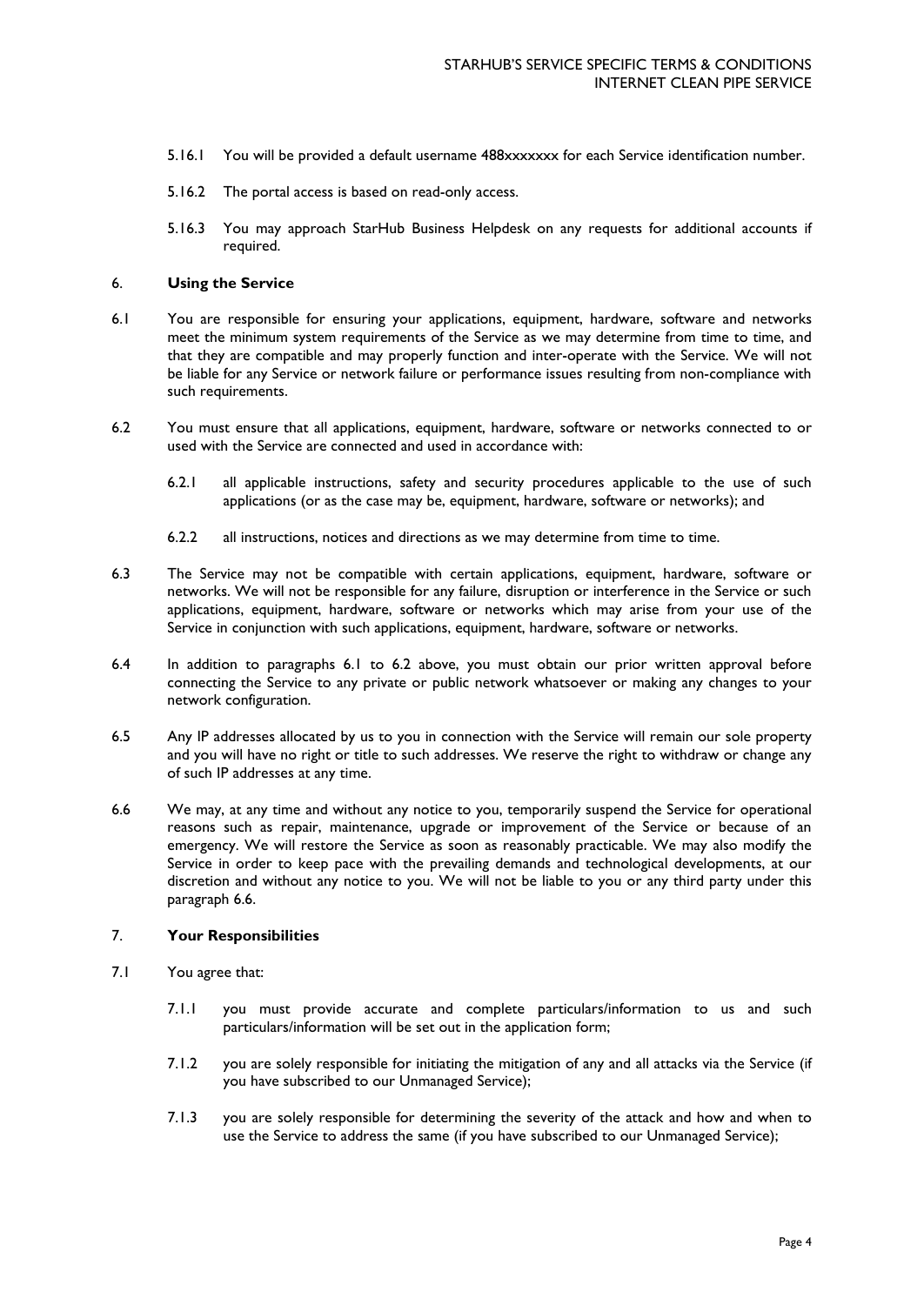5.16.1 You will be provided a default username 488xxxxxxx for each Service identification number.

5.16.2 The portal access is based on read-only access.

5.16.3 You may approach StarHub Business Helpdesk on any requests for additional accounts if required.

## 6. Using the Service

6.1 You are responsible for ensuring your applications, equipment, hardware, software and networks meet the minimum system requirements of the Service as we may determine from time to time, and that they are compatible and may properly function and inter-operate with the Service. We will not be liable for any Service or network failure or performance issues resulting from non-compliance with such requirements.

6.2 You must ensure that all applications, equipment, hardware, software or networks connected to or used with the Service are connected and used in accordance with:

6.2.1 all applicable instructions, safety and security procedures applicable to the use of such applications (or as the case may be, equipment, hardware, software or networks); and

6.2.2 all instructions, notices and directions as we may determine from time to time.

6.3 The Service may not be compatible with certain applications, equipment, hardware, software or networks. We will not be responsible for any failure, disruption or interference in the Service or such applications, equipment, hardware, software or networks which may arise from your use of the Service in conjunction with such applications, equipment, hardware, software or networks.

6.4 In addition to paragraphs 6.1 to 6.2 above, you must obtain our prior written approval before connecting the Service to any private or public network whatsoever or making any changes to your network configuration.

6.5 Any IP addresses allocated by us to you in connection with the Service will remain our sole property and you will have no right or title to such addresses. We reserve the right to withdraw or change any of such IP addresses at any time.

6.6 We may, at any time and without any notice to you, temporarily suspend the Service for operational reasons such as repair, maintenance, upgrade or improvement of the Service or because of an emergency. We will restore the Service as soon as reasonably practicable. We may also modify the Service in order to keep pace with the prevailing demands and technological developments, at our discretion and without any notice to you. We will not be liable to you or any third party under this paragraph 6.6.

## 7. Your Responsibilities

7.1 You agree that:

7.1.1 you must provide accurate and complete particulars/information to us and such particulars/information will be set out in the application form;

7.1.2 you are solely responsible for initiating the mitigation of any and all attacks via the Service (if you have subscribed to our Unmanaged Service);

7.1.3 you are solely responsible for determining the severity of the attack and how and when to use the Service to address the same (if you have subscribed to our Unmanaged Service);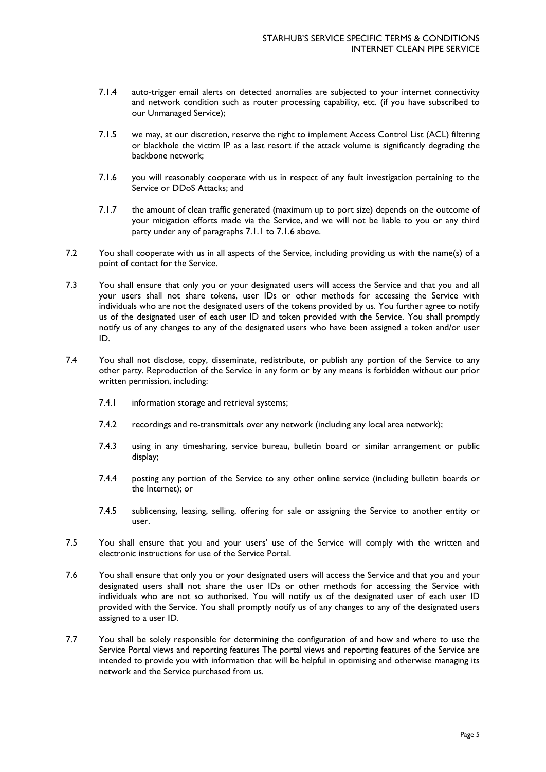7.1.4 auto-trigger email alerts on detected anomalies are subjected to your internet connectivity and network condition such as router processing capability, etc. (if you have subscribed to our Unmanaged Service);

7.1.5 we may, at our discretion, reserve the right to implement Access Control List (ACL) filtering or blackhole the victim IP as a last resort if the attack volume is significantly degrading the backbone network;

7.1.6 you will reasonably cooperate with us in respect of any fault investigation pertaining to the Service or DDoS Attacks; and

7.1.7 the amount of clean traffic generated (maximum up to port size) depends on the outcome of your mitigation efforts made via the Service, and we will not be liable to you or any third party under any of paragraphs 7.1.1 to 7.1.6 above.

7.2 You shall cooperate with us in all aspects of the Service, including providing us with the name(s) of a point of contact for the Service.

7.3 You shall ensure that only you or your designated users will access the Service and that you and all your users shall not share tokens, user IDs or other methods for accessing the Service with individuals who are not the designated users of the tokens provided by us. You further agree to notify us of the designated user of each user ID and token provided with the Service. You shall promptly notify us of any changes to any of the designated users who have been assigned a token and/or user ID.

7.4 You shall not disclose, copy, disseminate, redistribute, or publish any portion of the Service to any other party. Reproduction of the Service in any form or by any means is forbidden without our prior written permission, including:

7.4.1 information storage and retrieval systems;

7.4.2 recordings and re-transmittals over any network (including any local area network);

7.4.3 using in any timesharing, service bureau, bulletin board or similar arrangement or public display;

7.4.4 posting any portion of the Service to any other online service (including bulletin boards or the Internet); or

7.4.5 sublicensing, leasing, selling, offering for sale or assigning the Service to another entity or user.

7.5 You shall ensure that you and your users' use of the Service will comply with the written and electronic instructions for use of the Service Portal.

7.6 You shall ensure that only you or your designated users will access the Service and that you and your designated users shall not share the user IDs or other methods for accessing the Service with individuals who are not so authorised. You will notify us of the designated user of each user ID provided with the Service. You shall promptly notify us of any changes to any of the designated users assigned to a user ID.

7.7 You shall be solely responsible for determining the configuration of and how and where to use the Service Portal views and reporting features The portal views and reporting features of the Service are intended to provide you with information that will be helpful in optimising and otherwise managing its network and the Service purchased from us.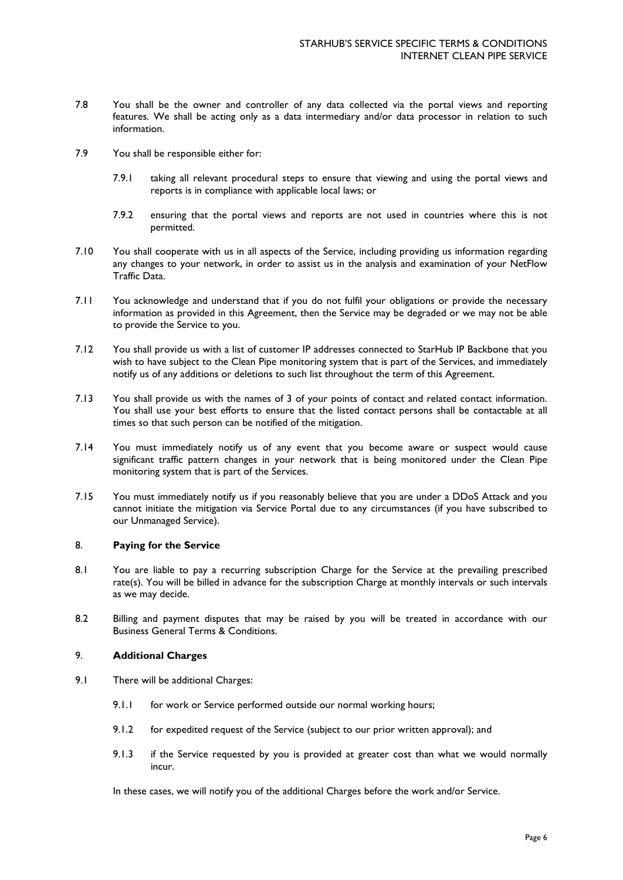7.8 You shall be the owner and controller of any data collected via the portal views and reporting features. We shall be acting only as a data intermediary and/or data processor in relation to such information.

7.9 You shall be responsible either for:

7.9.1 taking all relevant procedural steps to ensure that viewing and using the portal views and reports is in compliance with applicable local laws; or

7.9.2 ensuring that the portal views and reports are not used in countries where this is not permitted.

7.10 You shall cooperate with us in all aspects of the Service, including providing us information regarding any changes to your network, in order to assist us in the analysis and examination of your NetFlow Traffic Data.

7.11 You acknowledge and understand that if you do not fulfil your obligations or provide the necessary information as provided in this Agreement, then the Service may be degraded or we may not be able to provide the Service to you.

7.12 You shall provide us with a list of customer IP addresses connected to StarHub IP Backbone that you wish to have subject to the Clean Pipe monitoring system that is part of the Services, and immediately notify us of any additions or deletions to such list throughout the term of this Agreement.

7.13 You shall provide us with the names of 3 of your points of contact and related contact information. You shall use your best efforts to ensure that the listed contact persons shall be contactable at all times so that such person can be notified of the mitigation.

7.14 You must immediately notify us of any event that you become aware or suspect would cause significant traffic pattern changes in your network that is being monitored under the Clean Pipe monitoring system that is part of the Services.

7.15 You must immediately notify us if you reasonably believe that you are under a DDoS Attack and you cannot initiate the mitigation via Service Portal due to any circumstances (if you have subscribed to our Unmanaged Service).

## 8. Paying for the Service

8.1 You are liable to pay a recurring subscription Charge for the Service at the prevailing prescribed rate(s). You will be billed in advance for the subscription Charge at monthly intervals or such intervals as we may decide.

8.2 Billing and payment disputes that may be raised by you will be treated in accordance with our Business General Terms & Conditions.

## 9. Additional Charges

9.1 There will be additional Charges:

9.1.1 for work or Service performed outside our normal working hours;

9.1.2 for expedited request of the Service (subject to our prior written approval); and

9.1.3 if the Service requested by you is provided at greater cost than what we would normally incur.

In these cases, we will notify you of the additional Charges before the work and/or Service.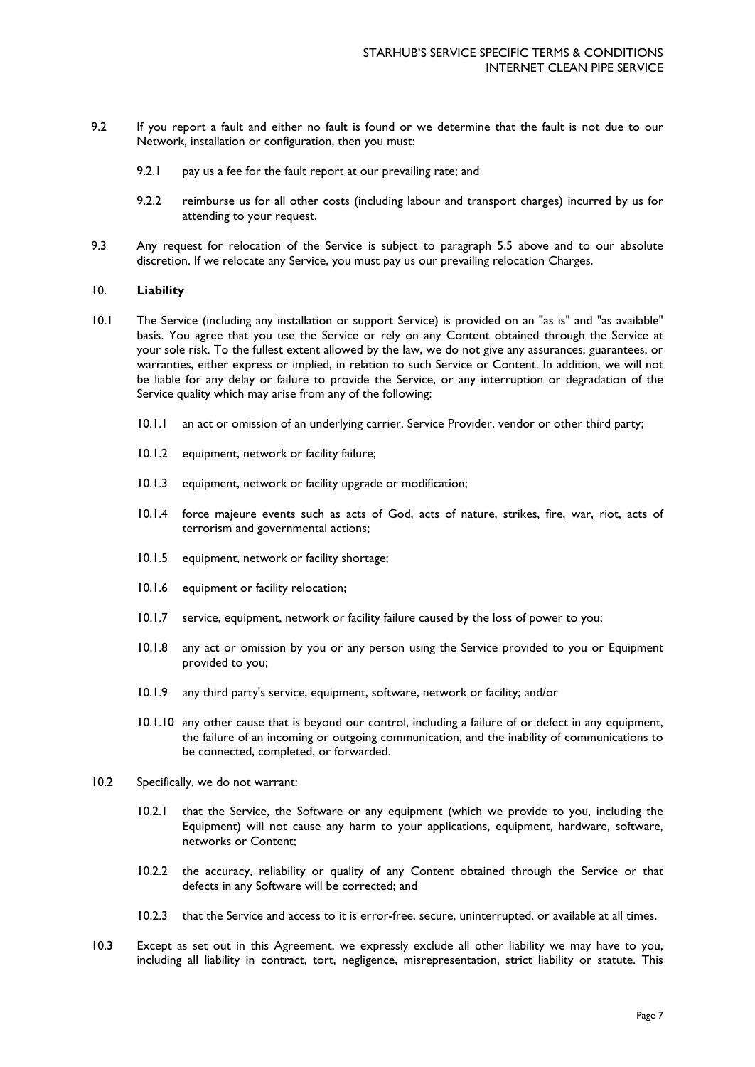9.2 If you report a fault and either no fault is found or we determine that the fault is not due to our Network, installation or configuration, then you must:

9.2.1 pay us a fee for the fault report at our prevailing rate; and

9.2.2 reimburse us for all other costs (including labour and transport charges) incurred by us for attending to your request.

9.3 Any request for relocation of the Service is subject to paragraph 5.5 above and to our absolute discretion. If we relocate any Service, you must pay us our prevailing relocation Charges.

## 10. **Liability**

10.1 The Service (including any installation or support Service) is provided on an "as is" and "as available" basis. You agree that you use the Service or rely on any Content obtained through the Service at your sole risk. To the fullest extent allowed by the law, we do not give any assurances, guarantees, or warranties, either express or implied, in relation to such Service or Content. In addition, we will not be liable for any delay or failure to provide the Service, or any interruption or degradation of the Service quality which may arise from any of the following:

10.1.1 an act or omission of an underlying carrier, Service Provider, vendor or other third party;

10.1.2 equipment, network or facility failure;

10.1.3 equipment, network or facility upgrade or modification;

10.1.4 force majeure events such as acts of God, acts of nature, strikes, fire, war, riot, acts of terrorism and governmental actions;

10.1.5 equipment, network or facility shortage;

10.1.6 equipment or facility relocation;

10.1.7 service, equipment, network or facility failure caused by the loss of power to you;

10.1.8 any act or omission by you or any person using the Service provided to you or Equipment provided to you;

10.1.9 any third party's service, equipment, software, network or facility; and/or

10.1.10 any other cause that is beyond our control, including a failure of or defect in any equipment, the failure of an incoming or outgoing communication, and the inability of communications to be connected, completed, or forwarded.

10.2 Specifically, we do not warrant:

10.2.1 that the Service, the Software or any equipment (which we provide to you, including the Equipment) will not cause any harm to your applications, equipment, hardware, software, networks or Content;

10.2.2 the accuracy, reliability or quality of any Content obtained through the Service or that defects in any Software will be corrected; and

10.2.3 that the Service and access to it is error-free, secure, uninterrupted, or available at all times.

10.3 Except as set out in this Agreement, we expressly exclude all other liability we may have to you, including all liability in contract, tort, negligence, misrepresentation, strict liability or statute. This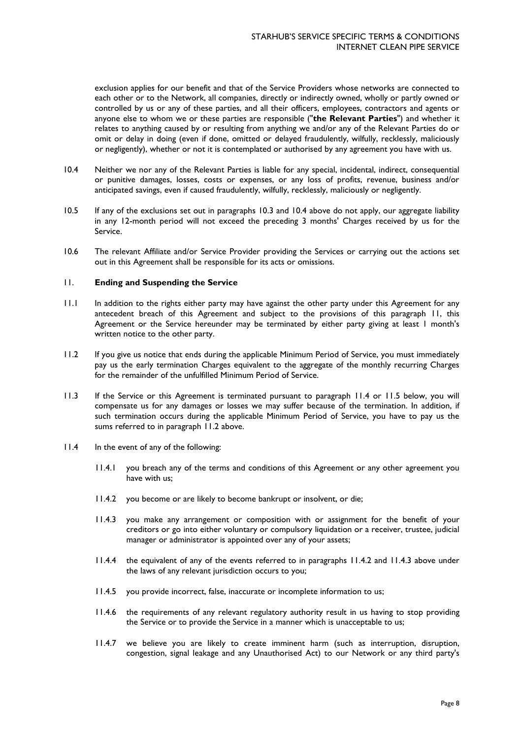exclusion applies for our benefit and that of the Service Providers whose networks are connected to each other or to the Network, all companies, directly or indirectly owned, wholly or partly owned or controlled by us or any of these parties, and all their officers, employees, contractors and agents or anyone else to whom we or these parties are responsible ("**the Relevant Parties**") and whether it relates to anything caused by or resulting from anything we and/or any of the Relevant Parties do or omit or delay in doing (even if done, omitted or delayed fraudulently, wilfully, recklessly, maliciously or negligently), whether or not it is contemplated or authorised by any agreement you have with us.

10.4 Neither we nor any of the Relevant Parties is liable for any special, incidental, indirect, consequential or punitive damages, losses, costs or expenses, or any loss of profits, revenue, business and/or anticipated savings, even if caused fraudulently, wilfully, recklessly, maliciously or negligently.

10.5 If any of the exclusions set out in paragraphs 10.3 and 10.4 above do not apply, our aggregate liability in any 12-month period will not exceed the preceding 3 months' Charges received by us for the Service.

10.6 The relevant Affiliate and/or Service Provider providing the Services or carrying out the actions set out in this Agreement shall be responsible for its acts or omissions.

## 11. Ending and Suspending the Service

11.1 In addition to the rights either party may have against the other party under this Agreement for any antecedent breach of this Agreement and subject to the provisions of this paragraph 11, this Agreement or the Service hereunder may be terminated by either party giving at least 1 month's written notice to the other party.

11.2 If you give us notice that ends during the applicable Minimum Period of Service, you must immediately pay us the early termination Charges equivalent to the aggregate of the monthly recurring Charges for the remainder of the unfulfilled Minimum Period of Service.

11.3 If the Service or this Agreement is terminated pursuant to paragraph 11.4 or 11.5 below, you will compensate us for any damages or losses we may suffer because of the termination. In addition, if such termination occurs during the applicable Minimum Period of Service, you have to pay us the sums referred to in paragraph 11.2 above.

11.4 In the event of any of the following:

11.4.1 you breach any of the terms and conditions of this Agreement or any other agreement you have with us;

11.4.2 you become or are likely to become bankrupt or insolvent, or die;

11.4.3 you make any arrangement or composition with or assignment for the benefit of your creditors or go into either voluntary or compulsory liquidation or a receiver, trustee, judicial manager or administrator is appointed over any of your assets;

11.4.4 the equivalent of any of the events referred to in paragraphs 11.4.2 and 11.4.3 above under the laws of any relevant jurisdiction occurs to you;

11.4.5 you provide incorrect, false, inaccurate or incomplete information to us;

11.4.6 the requirements of any relevant regulatory authority result in us having to stop providing the Service or to provide the Service in a manner which is unacceptable to us;

11.4.7 we believe you are likely to create imminent harm (such as interruption, disruption, congestion, signal leakage and any Unauthorised Act) to our Network or any third party's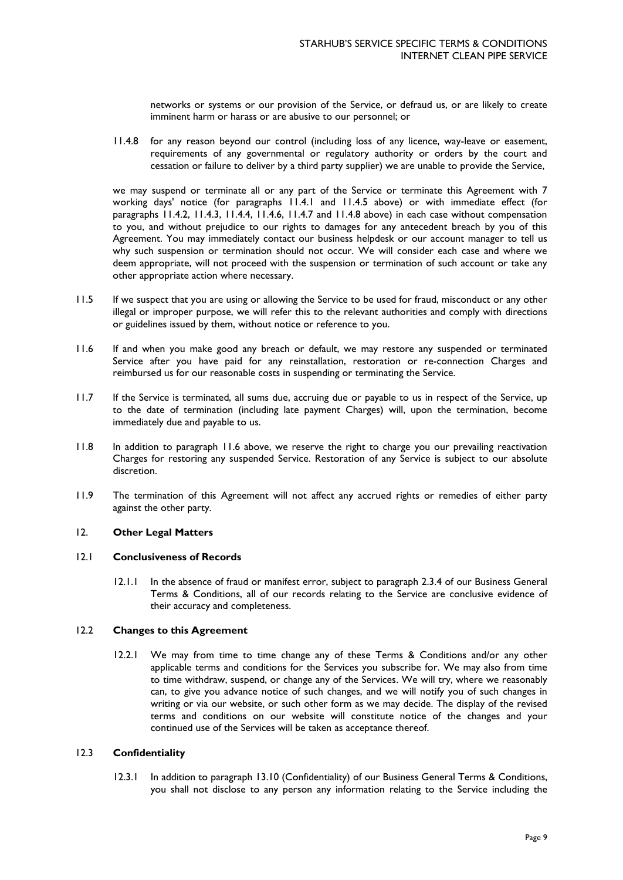networks or systems or our provision of the Service, or defraud us, or are likely to create imminent harm or harass or are abusive to our personnel; or

11.4.8 for any reason beyond our control (including loss of any licence, way-leave or easement, requirements of any governmental or regulatory authority or orders by the court and cessation or failure to deliver by a third party supplier) we are unable to provide the Service,

we may suspend or terminate all or any part of the Service or terminate this Agreement with 7 working days' notice (for paragraphs 11.4.1 and 11.4.5 above) or with immediate effect (for paragraphs 11.4.2, 11.4.3, 11.4.4, 11.4.6, 11.4.7 and 11.4.8 above) in each case without compensation to you, and without prejudice to our rights to damages for any antecedent breach by you of this Agreement. You may immediately contact our business helpdesk or our account manager to tell us why such suspension or termination should not occur. We will consider each case and where we deem appropriate, will not proceed with the suspension or termination of such account or take any other appropriate action where necessary.

11.5 If we suspect that you are using or allowing the Service to be used for fraud, misconduct or any other illegal or improper purpose, we will refer this to the relevant authorities and comply with directions or guidelines issued by them, without notice or reference to you.

11.6 If and when you make good any breach or default, we may restore any suspended or terminated Service after you have paid for any reinstallation, restoration or re-connection Charges and reimbursed us for our reasonable costs in suspending or terminating the Service.

11.7 If the Service is terminated, all sums due, accruing due or payable to us in respect of the Service, up to the date of termination (including late payment Charges) will, upon the termination, become immediately due and payable to us.

11.8 In addition to paragraph 11.6 above, we reserve the right to charge you our prevailing reactivation Charges for restoring any suspended Service. Restoration of any Service is subject to our absolute discretion.

11.9 The termination of this Agreement will not affect any accrued rights or remedies of either party against the other party.

## 12. **Other Legal Matters**

### 12.1 **Conclusiveness of Records**

12.1.1 In the absence of fraud or manifest error, subject to paragraph 2.3.4 of our Business General Terms & Conditions, all of our records relating to the Service are conclusive evidence of their accuracy and completeness.

### 12.2 **Changes to this Agreement**

12.2.1 We may from time to time change any of these Terms & Conditions and/or any other applicable terms and conditions for the Services you subscribe for. We may also from time to time withdraw, suspend, or change any of the Services. We will try, where we reasonably can, to give you advance notice of such changes, and we will notify you of such changes in writing or via our website, or such other form as we may decide. The display of the revised terms and conditions on our website will constitute notice of the changes and your continued use of the Services will be taken as acceptance thereof.

### 12.3 **Confidentiality**

12.3.1 In addition to paragraph 13.10 (Confidentiality) of our Business General Terms & Conditions, you shall not disclose to any person any information relating to the Service including the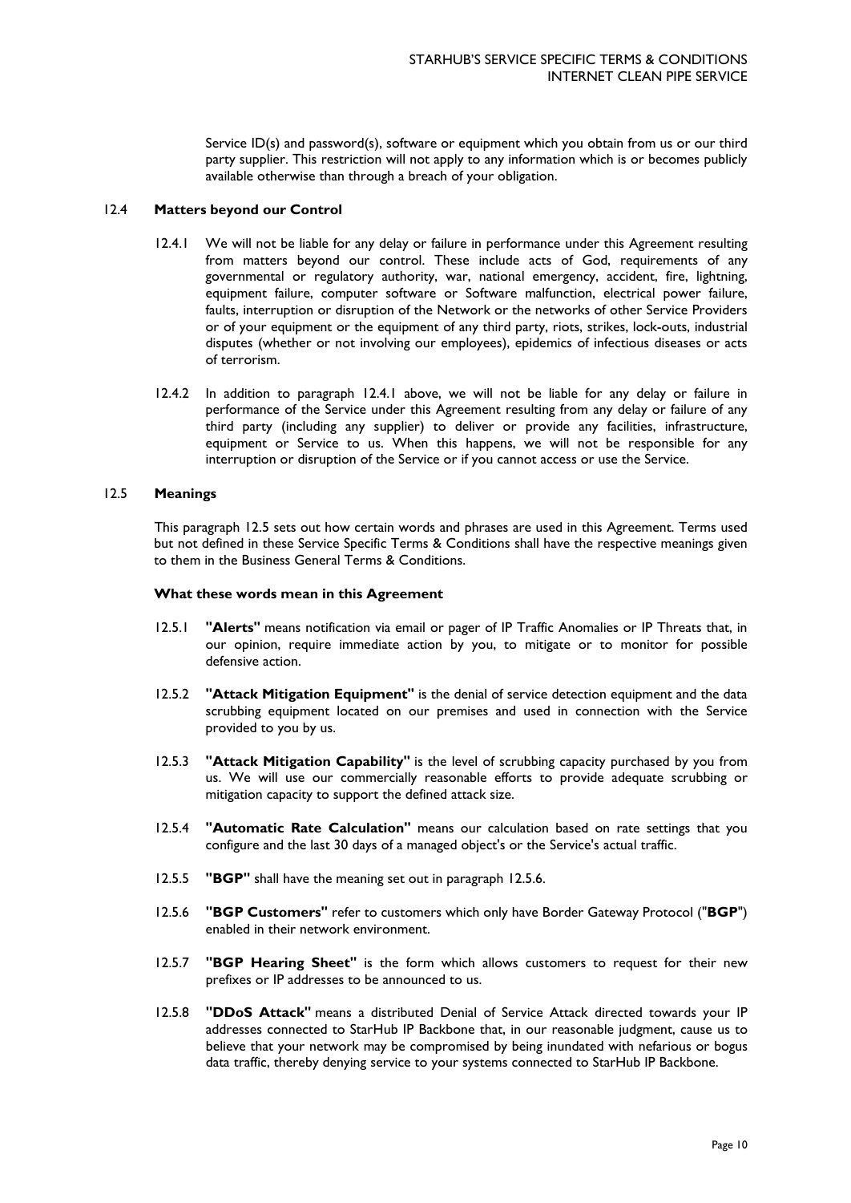Service ID(s) and password(s), software or equipment which you obtain from us or our third party supplier. This restriction will not apply to any information which is or becomes publicly available otherwise than through a breach of your obligation.

### 12.4 Matters beyond our Control

12.4.1 We will not be liable for any delay or failure in performance under this Agreement resulting from matters beyond our control. These include acts of God, requirements of any governmental or regulatory authority, war, national emergency, accident, fire, lightning, equipment failure, computer software or Software malfunction, electrical power failure, faults, interruption or disruption of the Network or the networks of other Service Providers or of your equipment or the equipment of any third party, riots, strikes, lock-outs, industrial disputes (whether or not involving our employees), epidemics of infectious diseases or acts of terrorism.

12.4.2 In addition to paragraph 12.4.1 above, we will not be liable for any delay or failure in performance of the Service under this Agreement resulting from any delay or failure of any third party (including any supplier) to deliver or provide any facilities, infrastructure, equipment or Service to us. When this happens, we will not be responsible for any interruption or disruption of the Service or if you cannot access or use the Service.

### 12.5 Meanings

This paragraph 12.5 sets out how certain words and phrases are used in this Agreement. Terms used but not defined in these Service Specific Terms & Conditions shall have the respective meanings given to them in the Business General Terms & Conditions.

**What these words mean in this Agreement**

12.5.1 **"Alerts"** means notification via email or pager of IP Traffic Anomalies or IP Threats that, in our opinion, require immediate action by you, to mitigate or to monitor for possible defensive action.

12.5.2 **"Attack Mitigation Equipment"** is the denial of service detection equipment and the data scrubbing equipment located on our premises and used in connection with the Service provided to you by us.

12.5.3 **"Attack Mitigation Capability"** is the level of scrubbing capacity purchased by you from us. We will use our commercially reasonable efforts to provide adequate scrubbing or mitigation capacity to support the defined attack size.

12.5.4 **"Automatic Rate Calculation"** means our calculation based on rate settings that you configure and the last 30 days of a managed object's or the Service's actual traffic.

12.5.5 **"BGP"** shall have the meaning set out in paragraph 12.5.6.

12.5.6 **"BGP Customers"** refer to customers which only have Border Gateway Protocol ("**BGP**") enabled in their network environment.

12.5.7 **"BGP Hearing Sheet"** is the form which allows customers to request for their new prefixes or IP addresses to be announced to us.

12.5.8 **"DDoS Attack"** means a distributed Denial of Service Attack directed towards your IP addresses connected to StarHub IP Backbone that, in our reasonable judgment, cause us to believe that your network may be compromised by being inundated with nefarious or bogus data traffic, thereby denying service to your systems connected to StarHub IP Backbone.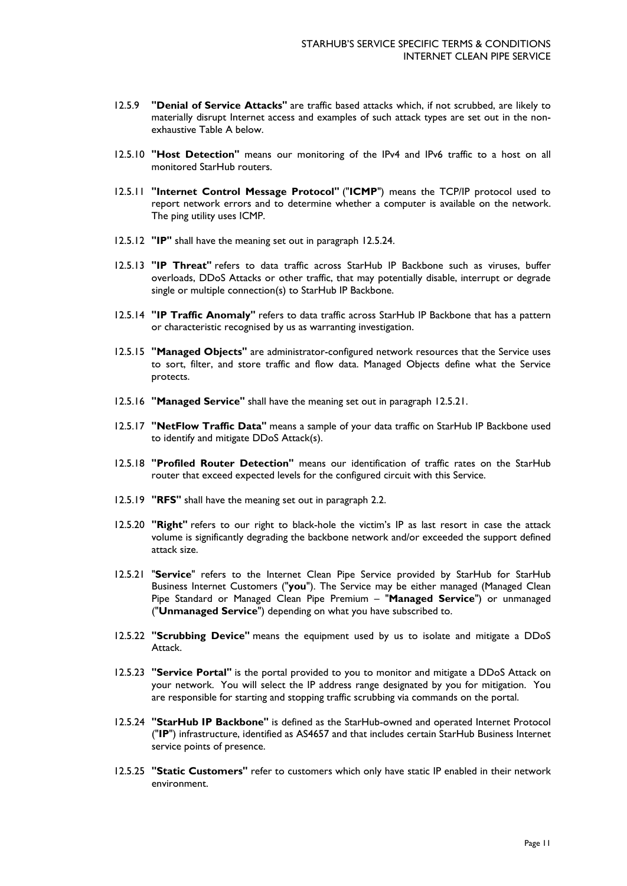12.5.9 **"Denial of Service Attacks"** are traffic based attacks which, if not scrubbed, are likely to materially disrupt Internet access and examples of such attack types are set out in the non-exhaustive Table A below.

12.5.10 **"Host Detection"** means our monitoring of the IPv4 and IPv6 traffic to a host on all monitored StarHub routers.

12.5.11 **"Internet Control Message Protocol"** ("**ICMP**") means the TCP/IP protocol used to report network errors and to determine whether a computer is available on the network. The ping utility uses ICMP.

12.5.12 **"IP"** shall have the meaning set out in paragraph 12.5.24.

12.5.13 **"IP Threat"** refers to data traffic across StarHub IP Backbone such as viruses, buffer overloads, DDoS Attacks or other traffic, that may potentially disable, interrupt or degrade single or multiple connection(s) to StarHub IP Backbone.

12.5.14 **"IP Traffic Anomaly"** refers to data traffic across StarHub IP Backbone that has a pattern or characteristic recognised by us as warranting investigation.

12.5.15 **"Managed Objects"** are administrator-configured network resources that the Service uses to sort, filter, and store traffic and flow data. Managed Objects define what the Service protects.

12.5.16 **"Managed Service"** shall have the meaning set out in paragraph 12.5.21.

12.5.17 **"NetFlow Traffic Data"** means a sample of your data traffic on StarHub IP Backbone used to identify and mitigate DDoS Attack(s).

12.5.18 **"Profiled Router Detection"** means our identification of traffic rates on the StarHub router that exceed expected levels for the configured circuit with this Service.

12.5.19 **"RFS"** shall have the meaning set out in paragraph 2.2.

12.5.20 **"Right"** refers to our right to black-hole the victim's IP as last resort in case the attack volume is significantly degrading the backbone network and/or exceeded the support defined attack size.

12.5.21 "**Service**" refers to the Internet Clean Pipe Service provided by StarHub for StarHub Business Internet Customers ("**you**"). The Service may be either managed (Managed Clean Pipe Standard or Managed Clean Pipe Premium – "**Managed Service**") or unmanaged ("**Unmanaged Service**") depending on what you have subscribed to.

12.5.22 **"Scrubbing Device"** means the equipment used by us to isolate and mitigate a DDoS Attack.

12.5.23 **"Service Portal"** is the portal provided to you to monitor and mitigate a DDoS Attack on your network. You will select the IP address range designated by you for mitigation. You are responsible for starting and stopping traffic scrubbing via commands on the portal.

12.5.24 **"StarHub IP Backbone"** is defined as the StarHub-owned and operated Internet Protocol ("**IP**") infrastructure, identified as AS4657 and that includes certain StarHub Business Internet service points of presence.

12.5.25 **"Static Customers"** refer to customers which only have static IP enabled in their network environment.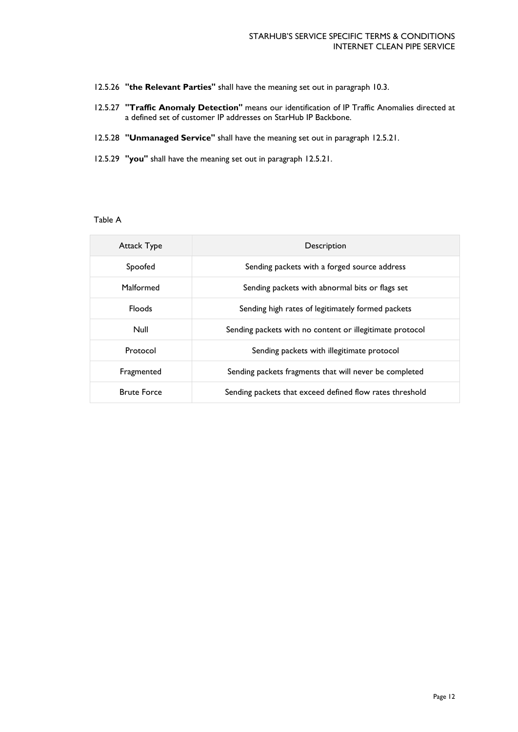12.5.26 **"the Relevant Parties"** shall have the meaning set out in paragraph 10.3.

12.5.27 **"Traffic Anomaly Detection"** means our identification of IP Traffic Anomalies directed at a defined set of customer IP addresses on StarHub IP Backbone.

12.5.28 **"Unmanaged Service"** shall have the meaning set out in paragraph 12.5.21.

12.5.29 **"you"** shall have the meaning set out in paragraph 12.5.21.

Table A

| Attack Type | Description |
| --- | --- |
| Spoofed | Sending packets with a forged source address |
| Malformed | Sending packets with abnormal bits or flags set |
| Floods | Sending high rates of legitimately formed packets |
| Null | Sending packets with no content or illegitimate protocol |
| Protocol | Sending packets with illegitimate protocol |
| Fragmented | Sending packets fragments that will never be completed |
| Brute Force | Sending packets that exceed defined flow rates threshold |